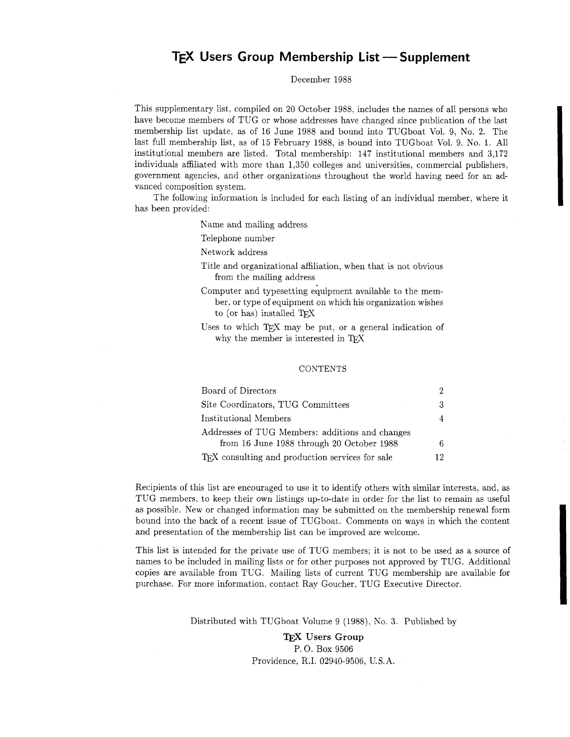# TEX Users Group Membership List — Supplement

December 1988

This supplementary list, compiled on 20 October 1988, includes the names of all persons who have become members of TUG or whose addresses have changed since publication of the last membership list update, as of 16 June 1988 and bound into TUGboat Vol. 9, No. 2. The last full membership list, as of 15 February 1988, is bound into TUGboat Vol. 9, No. 1. All institutional members are listed. Total membership: 147 institutional members and 3,172 individuals affiliated with more than 1,350 colleges and universities, commercial publishers, government agencies, and other organizations throughout the world having need for an advanced composition system.

The following information is included for each listing of an individual member, where it has been provided:

- Name and mailing address
- Telephone number
- Network address
- Title and organizational affiliation, when that is not obvious from the mailing address
- Computer and typesetting equipment available to the member, or type of equipment on which his organization wishes to (or has) installed TEX
- Uses to which TEX may be put, or a general indication of why the member is interested in TEX

## CONTENTS

| | |
|---|---|
| Board of Directors | 2 |
| Site Coordinators, TUG Committees | 3 |
| Institutional Members | 4 |
| Addresses of TUG Members: additions and changes from 16 June 1988 through 20 October 1988 | 6 |
| TEX consulting and production services for sale | 12 |

Recipients of this list are encouraged to use it to identify others with similar interests, and, as TUG members, to keep their own listings up-to-date in order for the list to remain as useful as possible. New or changed information may be submitted on the membership renewal form bound into the back of a recent issue of TUGboat. Comments on ways in which the content and presentation of the membership list can be improved are welcome.

This list is intended for the private use of TUG members; it is not to be used as a source of names to be included in mailing lists or for other purposes not approved by TUG. Additional copies are available from TUG. Mailing lists of current TUG membership are available for purchase. For more information, contact Ray Goucher, TUG Executive Director.

Distributed with TUGboat Volume 9 (1988), No. 3. Published by

**TEX Users Group**
P. O. Box 9506
Providence, R.I. 02940-9506, U.S.A.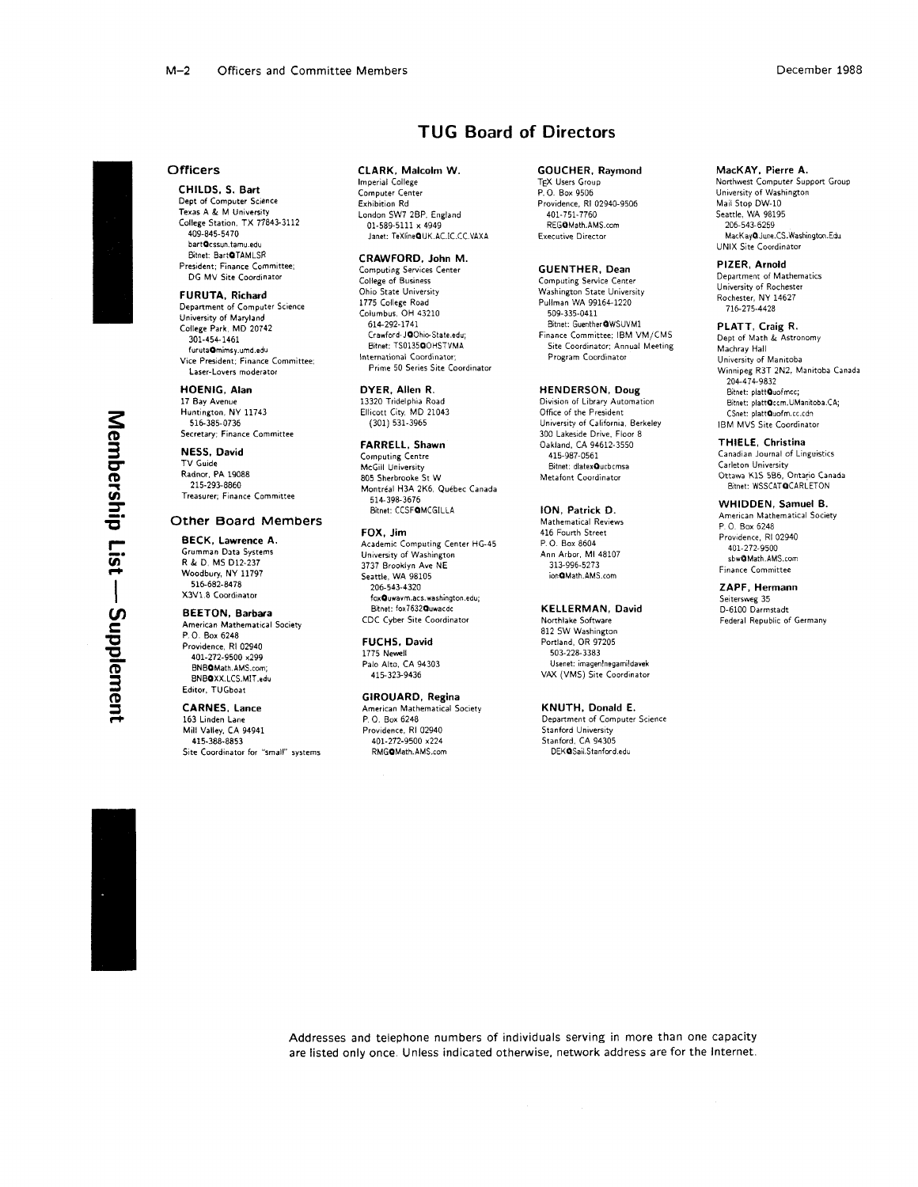# TUG Board of Directors

## Officers

**CHILDS, S. Bart**
Dept of Computer Science
Texas A & M University
College Station, TX 77843-3112
409-845-5470
bart@cssun.tamu.edu
Bitnet: Bart@TAMLSR
President; Finance Committee; DG MV Site Coordinator

**FURUTA, Richard**
Department of Computer Science
University of Maryland
College Park, MD 20742
301-454-1461
furuta@mimsy.umd.edu
Vice President; Finance Committee; Laser-Lovers moderator

**HOENIG, Alan**
17 Bay Avenue
Huntington, NY 11743
516-385-0736
Secretary; Finance Committee

**NESS, David**
TV Guide
Radnor, PA 19088
215-293-8860
Treasurer; Finance Committee

## Other Board Members

**BECK, Lawrence A.**
Grumman Data Systems
R & D, MS D12-237
Woodbury, NY 11797
516-682-8478
X3V1.8 Coordinator

**BEETON, Barbara**
American Mathematical Society
P. O. Box 6248
Providence, RI 02940
401-272-9500 x299
BNB@Math.AMS.com;
BNB@XX.LCS.MIT.edu
Editor, TUGboat

**CARNES, Lance**
163 Linden Lane
Mill Valley, CA 94941
415-388-8853
Site Coordinator for "small" systems

**CLARK, Malcolm W.**
Imperial College
Computer Center
Exhibition Rd
London SW7 2BP, England
01-589-5111 x 4949
Janet: TeXline@UK.AC.IC.CC.VAXA

**CRAWFORD, John M.**
Computing Services Center
College of Business
Ohio State University
1775 College Road
Columbus, OH 43210
614-292-1741
Crawford-J@Ohio-State.edu;
Bitnet: TS0135@OHSTVMA
International Coordinator; Prime 50 Series Site Coordinator

**DYER, Allen R.**
13320 Tridelphia Road
Ellicott City, MD 21043
(301) 531-3965

**FARRELL, Shawn**
Computing Centre
McGill University
805 Sherbrooke St W
Montréal H3A 2K6, Québec Canada
514-398-3676
Bitnet: CCSF@MCGILLA

**FOX, Jim**
Academic Computing Center HG-45
University of Washington
3737 Brooklyn Ave NE
Seattle, WA 98105
206-543-4320
fox@uwavm.acs.washington.edu;
Bitnet: fox7632@uwacdc
CDC Cyber Site Coordinator

**FUCHS, David**
1775 Newell
Palo Alto, CA 94303
415-323-9436

**GIROUARD, Regina**
American Mathematical Society
P. O. Box 6248
Providence, RI 02940
401-272-9500 x224
RMG@Math.AMS.com

**GOUCHER, Raymond**
TeX Users Group
P. O. Box 9506
Providence, RI 02940-9506
401-751-7760
REG@Math.AMS.com
Executive Director

**GUENTHER, Dean**
Computing Service Center
Washington State University
Pullman WA 99164-1220
509-335-0411
Bitnet: Guenther@WSUVM1
Finance Committee; IBM VM/CMS Site Coordinator; Annual Meeting Program Coordinator

**HENDERSON, Doug**
Division of Library Automation
Office of the President
University of California, Berkeley
300 Lakeside Drive, Floor 8
Oakland, CA 94612-3550
415-987-0561
Bitnet: dlatex@ucbcmsa
Metafont Coordinator

**ION, Patrick D.**
Mathematical Reviews
416 Fourth Street
P. O. Box 8604
Ann Arbor, MI 48107
313-996-5273
ion@Math.AMS.com

**KELLERMAN, David**
Northlake Software
812 SW Washington
Portland, OR 97205
503-228-3383
Usenet: imagen!negami!davek
VAX (VMS) Site Coordinator

**KNUTH, Donald E.**
Department of Computer Science
Stanford University
Stanford, CA 94305
DEK@Sail.Stanford.edu

**MacKAY, Pierre A.**
Northwest Computer Support Group
University of Washington
Mail Stop DW-10
Seattle, WA 98195
206-543-6259
MacKay@June.CS.Washington.Edu
UNIX Site Coordinator

**PIZER, Arnold**
Department of Mathematics
University of Rochester
Rochester, NY 14627
716-275-4428

**PLATT, Craig R.**
Dept of Math & Astronomy
Machray Hall
University of Manitoba
Winnipeg R3T 2N2, Manitoba Canada
204-474-9832
Bitnet: platt@uofmcc;
Bitnet: platt@ccm.UManitoba.CA;
CSnet: platt@uofm.cc.cdn
IBM MVS Site Coordinator

**THIELE, Christina**
Canadian Journal of Linguistics
Carleton University
Ottawa K1S 5B6, Ontario Canada
Bitnet: WSSCAT@CARLETON

**WHIDDEN, Samuel B.**
American Mathematical Society
P. O. Box 6248
Providence, RI 02940
401-272-9500
sbw@Math.AMS.com
Finance Committee

**ZAPF, Hermann**
Seitersweg 35
D-6100 Darmstadt
Federal Republic of Germany

Addresses and telephone numbers of individuals serving in more than one capacity are listed only once. Unless indicated otherwise, network address are for the Internet.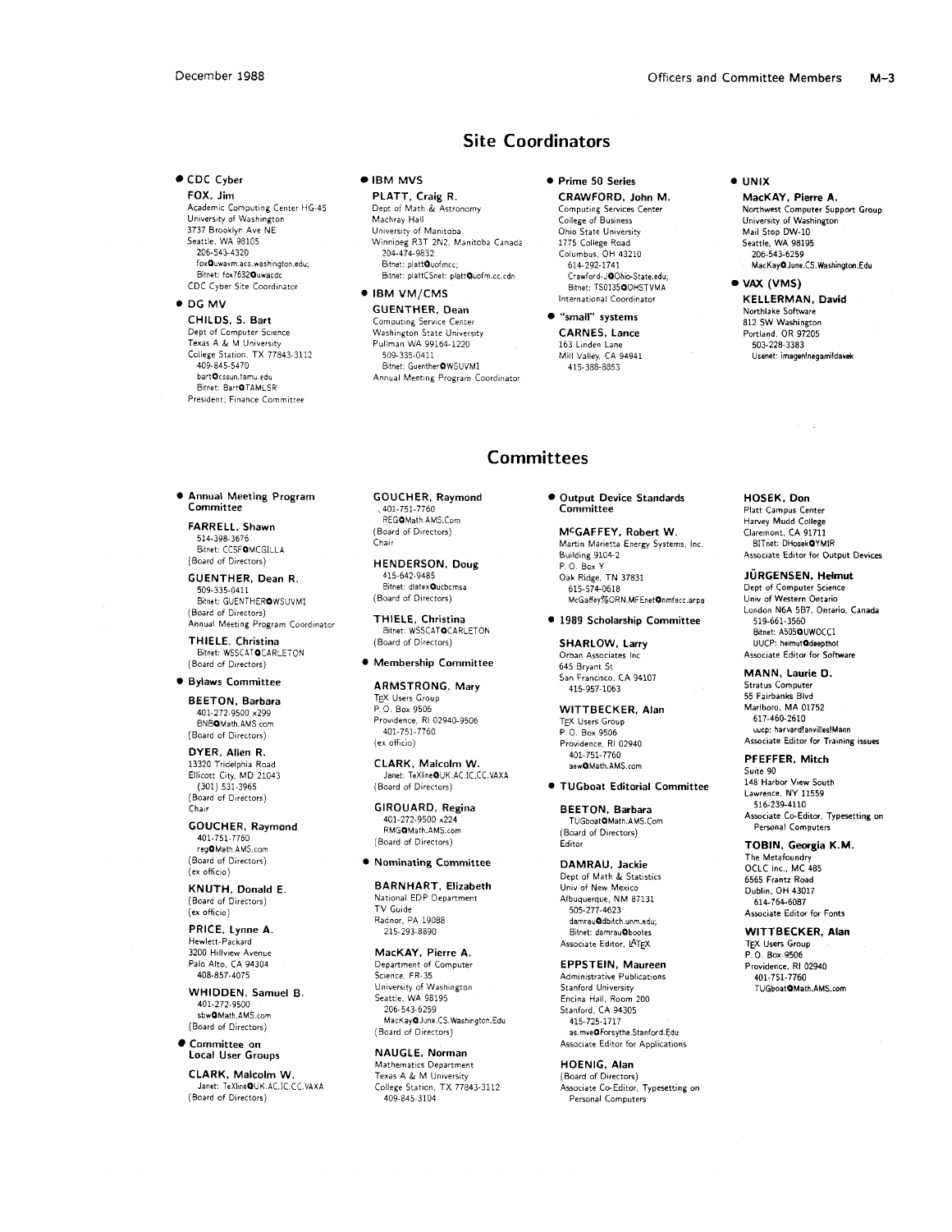# Site Coordinators

- **CDC Cyber**

  **FOX, Jim**
  Academic Computing Center HG-45
  University of Washington
  3737 Brooklyn Ave NE
  Seattle, WA 98105
  206-543-4320
  fox@uwavm.acs.washington.edu;
  Bitnet: fox7632@uwacdc
  CDC Cyber Site Coordinator

- **DG MV**

  **CHILDS, S. Bart**
  Dept of Computer Science
  Texas A & M University
  College Station, TX 77843-3112
  409-845-5470
  bart@cssun.tamu.edu
  Bitnet: Bart@TAMLSR
  President; Finance Committee

- **IBM MVS**

  **PLATT, Craig R.**
  Dept of Math & Astronomy
  Machray Hall
  University of Manitoba
  Winnipeg R3T 2N2, Manitoba Canada
  204-474-9832
  Bitnet: platt@uofmcc;
  Bitnet: plattCSnet: platt@uofm.cc.cdn

- **IBM VM/CMS**

  **GUENTHER, Dean**
  Computing Service Center
  Washington State University
  Pullman WA 99164-1220
  509-335-0411
  Bitnet: Guenther@WSUVM1
  Annual Meeting Program Coordinator

- **Prime 50 Series**

  **CRAWFORD, John M.**
  Computing Services Center
  College of Business
  Ohio State University
  1775 College Road
  Columbus, OH 43210
  614-292-1741
  Crawford-J@Ohio-State.edu;
  Bitnet: TS0135@OHSTVMA
  International Coordinator

- **"small" systems**

  **CARNES, Lance**
  163 Linden Lane
  Mill Valley, CA 94941
  415-388-8853

- **UNIX**

  **MacKAY, Pierre A.**
  Northwest Computer Support Group
  University of Washington
  Mail Stop DW-10
  Seattle, WA 98195
  206-543-6259
  MacKay@June.CS.Washington.Edu

- **VAX (VMS)**

  **KELLERMAN, David**
  Northlake Software
  812 SW Washington
  Portland, OR 97205
  503-228-3383
  Usenet: imagen!negami!davek

# Committees

- **Annual Meeting Program Committee**

  **FARRELL, Shawn**
  514-398-3676
  Bitnet: CCSF@MCGILLA
  (Board of Directors)

  **GUENTHER, Dean R.**
  509-335-0411
  Bitnet: GUENTHER@WSUVM1
  (Board of Directors)
  Annual Meeting Program Coordinator

  **THIELE, Christina**
  Bitnet: WSSCAT@CARLETON
  (Board of Directors)

- **Bylaws Committee**

  **BEETON, Barbara**
  401-272-9500 x299
  BNB@Math.AMS.com
  (Board of Directors)

  **DYER, Allen R.**
  13320 Tridelphia Road
  Ellicott City, MD 21043
  (301) 531-3965
  (Board of Directors)
  Chair

  **GOUCHER, Raymond**
  401-751-7760
  reg@Math.AMS.com
  (Board of Directors)
  (ex officio)

  **KNUTH, Donald E.**
  (Board of Directors)
  (ex officio)

  **PRICE, Lynne A.**
  Hewlett-Packard
  3200 Hillview Avenue
  Palo Alto, CA 94304
  408-857-4075

  **WHIDDEN, Samuel B.**
  401-272-9500
  sbw@Math.AMS.com
  (Board of Directors)

- **Committee on Local User Groups**

  **CLARK, Malcolm W.**
  Janet: TeXline@UK.AC.IC.CC.VAXA
  (Board of Directors)

  **GOUCHER, Raymond**
  401-751-7760
  REG@Math.AMS.Com
  (Board of Directors)
  Chair

  **HENDERSON, Doug**
  415-642-9485
  Bitnet: dlatex@ucbcmsa
  (Board of Directors)

  **THIELE, Christina**
  Bitnet: WSSCAT@CARLETON
  (Board of Directors)

- **Membership Committee**

  **ARMSTRONG, Mary**
  TEX Users Group
  P.O. Box 9506
  Providence, RI 02940-9506
  401-751-7760
  (ex officio)

  **CLARK, Malcolm W.**
  Janet: TeXline@UK.AC.IC.CC.VAXA
  (Board of Directors)

  **GIROUARD, Regina**
  401-272-9500 x224
  RMG@Math.AMS.com
  (Board of Directors)

- **Nominating Committee**

  **BARNHART, Elizabeth**
  National EDP Department
  TV Guide
  Radnor, PA 19088
  215-293-8890

  **MacKAY, Pierre A.**
  Department of Computer Science, FR-35
  University of Washington
  Seattle, WA 98195
  206-543-6259
  MacKay@June.CS.Washington.Edu
  (Board of Directors)

  **NAUGLE, Norman**
  Mathematics Department
  Texas A & M University
  College Station, TX 77843-3112
  409-845-3104

- **Output Device Standards Committee**

  **McGAFFEY, Robert W.**
  Martin Marietta Energy Systems, Inc.
  Building 9104-2
  P.O. Box Y
  Oak Ridge, TN 37831
  615-574-0618
  McGaffey%ORN.MFEnet@nmfecc.arpa

- **1989 Scholarship Committee**

  **SHARLOW, Larry**
  Orban Associates Inc
  645 Bryant St
  San Francisco, CA 94107
  415-957-1063

  **WITTBECKER, Alan**
  TEX Users Group
  P.O. Box 9506
  Providence, RI 02940
  401-751-7760
  aew@Math.AMS.com

- **TUGboat Editorial Committee**

  **BEETON, Barbara**
  TUGboat@Math.AMS.Com
  (Board of Directors)
  Editor

  **DAMRAU, Jackie**
  Dept of Math & Statistics
  Univ of New Mexico
  Albuquerque, NM 87131
  505-277-4623
  damrau@dbitch.unm.edu;
  Bitnet: damrau@bootes
  Associate Editor, LATEX

  **EPPSTEIN, Maureen**
  Administrative Publications
  Stanford University
  Encina Hall, Room 200
  Stanford, CA 94305
  415-725-1717
  as.mve@Forsythe.Stanford.Edu
  Associate Editor for Applications

  **HOENIG, Alan**
  (Board of Directors)
  Associate Co-Editor, Typesetting on Personal Computers

  **HOSEK, Don**
  Platt Campus Center
  Harvey Mudd College
  Claremont, CA 91711
  BITnet: DHosek@YMIR
  Associate Editor for Output Devices

  **JÜRGENSEN, Helmut**
  Dept of Computer Science
  Univ of Western Ontario
  London N6A 5B7, Ontario, Canada
  519-661-3560
  Bitnet: A505@UWOCC1
  UUCP: helmut@deepthot
  Associate Editor for Software

  **MANN, Laurie D.**
  Stratus Computer
  55 Fairbanks Blvd
  Marlboro, MA 01752
  617-460-2610
  uucp: harvard!anvil!es!Mann
  Associate Editor for Training issues

  **PFEFFER, Mitch**
  Suite 90
  148 Harbor View South
  Lawrence, NY 11559
  516-239-4110
  Associate Co-Editor, Typesetting on Personal Computers

  **TOBIN, Georgia K.M.**
  The Metafoundry
  OCLC Inc., MC 485
  6565 Frantz Road
  Dublin, OH 43017
  614-764-6087
  Associate Editor for Fonts

  **WITTBECKER, Alan**
  TEX Users Group
  P.O. Box 9506
  Providence, RI 02940
  401-751-7760
  TUGboat@Math.AMS.com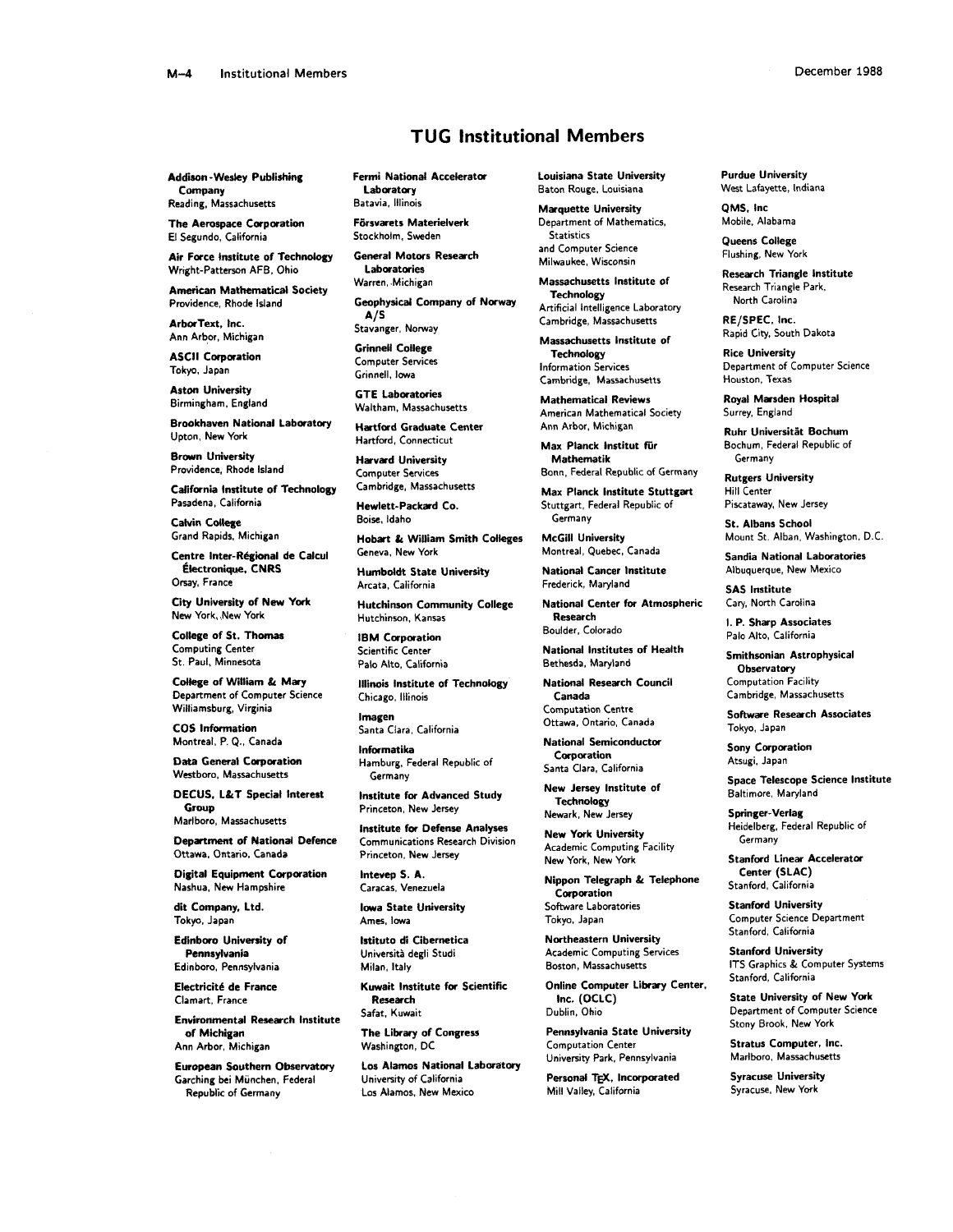# TUG Institutional Members

**Addison-Wesley Publishing Company**
Reading, Massachusetts

**The Aerospace Corporation**
El Segundo, California

**Air Force Institute of Technology**
Wright-Patterson AFB, Ohio

**American Mathematical Society**
Providence, Rhode Island

**ArborText, Inc.**
Ann Arbor, Michigan

**ASCII Corporation**
Tokyo, Japan

**Aston University**
Birmingham, England

**Brookhaven National Laboratory**
Upton, New York

**Brown University**
Providence, Rhode Island

**California Institute of Technology**
Pasadena, California

**Calvin College**
Grand Rapids, Michigan

**Centre Inter-Régional de Calcul Électronique, CNRS**
Orsay, France

**City University of New York**
New York, New York

**College of St. Thomas**
Computing Center
St. Paul, Minnesota

**College of William & Mary**
Department of Computer Science
Williamsburg, Virginia

**COS Information**
Montreal, P. Q., Canada

**Data General Corporation**
Westboro, Massachusetts

**DECUS, L&T Special Interest Group**
Marlboro, Massachusetts

**Department of National Defence**
Ottawa, Ontario, Canada

**Digital Equipment Corporation**
Nashua, New Hampshire

**dit Company, Ltd.**
Tokyo, Japan

**Edinboro University of Pennsylvania**
Edinboro, Pennsylvania

**Electricité de France**
Clamart, France

**Environmental Research Institute of Michigan**
Ann Arbor, Michigan

**European Southern Observatory**
Garching bei München, Federal Republic of Germany

**Fermi National Accelerator Laboratory**
Batavia, Illinois

**Försvarets Materielverk**
Stockholm, Sweden

**General Motors Research Laboratories**
Warren, Michigan

**Geophysical Company of Norway A/S**
Stavanger, Norway

**Grinnell College**
Computer Services
Grinnell, Iowa

**GTE Laboratories**
Waltham, Massachusetts

**Hartford Graduate Center**
Hartford, Connecticut

**Harvard University**
Computer Services
Cambridge, Massachusetts

**Hewlett-Packard Co.**
Boise, Idaho

**Hobart & William Smith Colleges**
Geneva, New York

**Humboldt State University**
Arcata, California

**Hutchinson Community College**
Hutchinson, Kansas

**IBM Corporation**
Scientific Center
Palo Alto, California

**Illinois Institute of Technology**
Chicago, Illinois

**Imagen**
Santa Clara, California

**Informatika**
Hamburg, Federal Republic of Germany

**Institute for Advanced Study**
Princeton, New Jersey

**Institute for Defense Analyses**
Communications Research Division
Princeton, New Jersey

**Intevep S. A.**
Caracas, Venezuela

**Iowa State University**
Ames, Iowa

**Istituto di Cibernetica**
Università degli Studi
Milan, Italy

**Kuwait Institute for Scientific Research**
Safat, Kuwait

**The Library of Congress**
Washington, DC

**Los Alamos National Laboratory**
University of California
Los Alamos, New Mexico

**Louisiana State University**
Baton Rouge, Louisiana

**Marquette University**
Department of Mathematics, Statistics and Computer Science
Milwaukee, Wisconsin

**Massachusetts Institute of Technology**
Artificial Intelligence Laboratory
Cambridge, Massachusetts

**Massachusetts Institute of Technology**
Information Services
Cambridge, Massachusetts

**Mathematical Reviews**
American Mathematical Society
Ann Arbor, Michigan

**Max Planck Institut für Mathematik**
Bonn, Federal Republic of Germany

**Max Planck Institute Stuttgart**
Stuttgart, Federal Republic of Germany

**McGill University**
Montreal, Quebec, Canada

**National Cancer Institute**
Frederick, Maryland

**National Center for Atmospheric Research**
Boulder, Colorado

**National Institutes of Health**
Bethesda, Maryland

**National Research Council Canada**
Computation Centre
Ottawa, Ontario, Canada

**National Semiconductor Corporation**
Santa Clara, California

**New Jersey Institute of Technology**
Newark, New Jersey

**New York University**
Academic Computing Facility
New York, New York

**Nippon Telegraph & Telephone Corporation**
Software Laboratories
Tokyo, Japan

**Northeastern University**
Academic Computing Services
Boston, Massachusetts

**Online Computer Library Center, Inc. (OCLC)**
Dublin, Ohio

**Pennsylvania State University**
Computation Center
University Park, Pennsylvania

**Personal TeX, Incorporated**
Mill Valley, California

**Purdue University**
West Lafayette, Indiana

**QMS, Inc**
Mobile, Alabama

**Queens College**
Flushing, New York

**Research Triangle Institute**
Research Triangle Park, North Carolina

**RE/SPEC, Inc.**
Rapid City, South Dakota

**Rice University**
Department of Computer Science
Houston, Texas

**Royal Marsden Hospital**
Surrey, England

**Ruhr Universität Bochum**
Bochum, Federal Republic of Germany

**Rutgers University**
Hill Center
Piscataway, New Jersey

**St. Albans School**
Mount St. Alban, Washington, D.C.

**Sandia National Laboratories**
Albuquerque, New Mexico

**SAS Institute**
Cary, North Carolina

**I. P. Sharp Associates**
Palo Alto, California

**Smithsonian Astrophysical Observatory**
Computation Facility
Cambridge, Massachusetts

**Software Research Associates**
Tokyo, Japan

**Sony Corporation**
Atsugi, Japan

**Space Telescope Science Institute**
Baltimore, Maryland

**Springer-Verlag**
Heidelberg, Federal Republic of Germany

**Stanford Linear Accelerator Center (SLAC)**
Stanford, California

**Stanford University**
Computer Science Department
Stanford, California

**Stanford University**
ITS Graphics & Computer Systems
Stanford, California

**State University of New York**
Department of Computer Science
Stony Brook, New York

**Stratus Computer, Inc.**
Marlboro, Massachusetts

**Syracuse University**
Syracuse, New York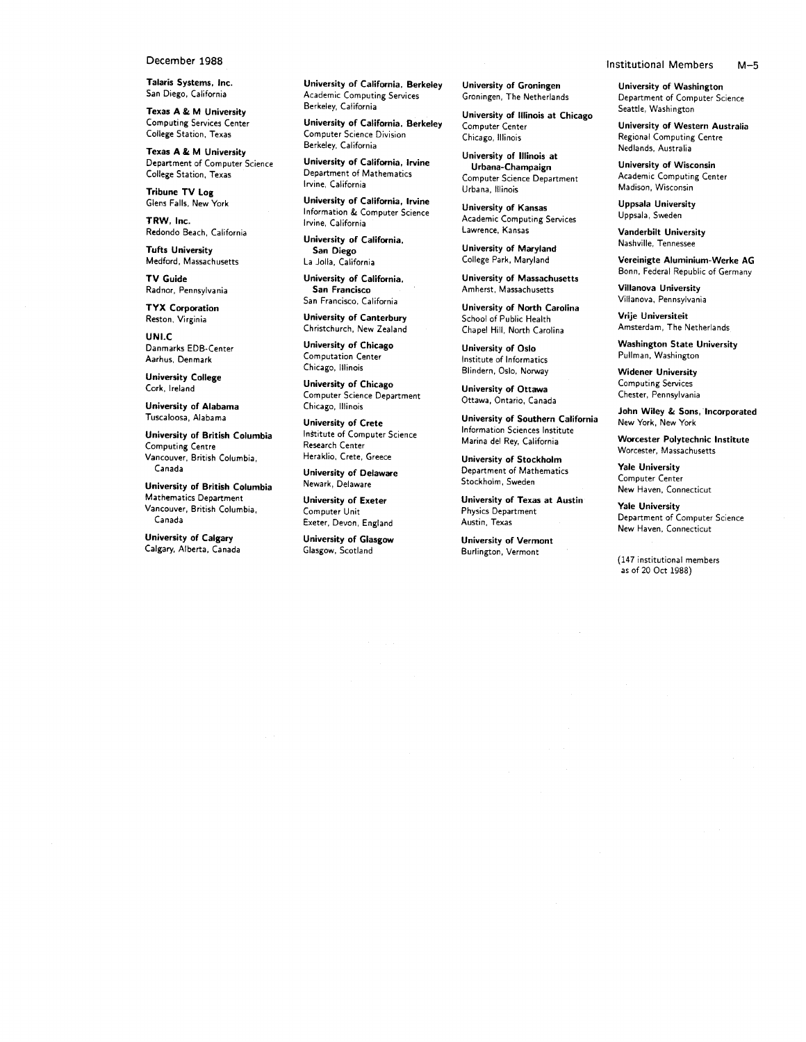**Talaris Systems, Inc.**
San Diego, California

**Texas A & M University**
Computing Services Center
College Station, Texas

**Texas A & M University**
Department of Computer Science
College Station, Texas

**Tribune TV Log**
Glens Falls, New York

**TRW, Inc.**
Redondo Beach, California

**Tufts University**
Medford, Massachusetts

**TV Guide**
Radnor, Pennsylvania

**TYX Corporation**
Reston, Virginia

**UNI.C**
Danmarks EDB-Center
Aarhus, Denmark

**University College**
Cork, Ireland

**University of Alabama**
Tuscaloosa, Alabama

**University of British Columbia**
Computing Centre
Vancouver, British Columbia, Canada

**University of British Columbia**
Mathematics Department
Vancouver, British Columbia, Canada

**University of Calgary**
Calgary, Alberta, Canada

**University of California, Berkeley**
Academic Computing Services
Berkeley, California

**University of California, Berkeley**
Computer Science Division
Berkeley, California

**University of California, Irvine**
Department of Mathematics
Irvine, California

**University of California, Irvine**
Information & Computer Science
Irvine, California

**University of California, San Diego**
La Jolla, California

**University of California, San Francisco**
San Francisco, California

**University of Canterbury**
Christchurch, New Zealand

**University of Chicago**
Computation Center
Chicago, Illinois

**University of Chicago**
Computer Science Department
Chicago, Illinois

**University of Crete**
Institute of Computer Science
Research Center
Heraklio, Crete, Greece

**University of Delaware**
Newark, Delaware

**University of Exeter**
Computer Unit
Exeter, Devon, England

**University of Glasgow**
Glasgow, Scotland

**University of Groningen**
Groningen, The Netherlands

**University of Illinois at Chicago**
Computer Center
Chicago, Illinois

**University of Illinois at Urbana-Champaign**
Computer Science Department
Urbana, Illinois

**University of Kansas**
Academic Computing Services
Lawrence, Kansas

**University of Maryland**
College Park, Maryland

**University of Massachusetts**
Amherst, Massachusetts

**University of North Carolina**
School of Public Health
Chapel Hill, North Carolina

**University of Oslo**
Institute of Informatics
Blindern, Oslo, Norway

**University of Ottawa**
Ottawa, Ontario, Canada

**University of Southern California**
Information Sciences Institute
Marina del Rey, California

**University of Stockholm**
Department of Mathematics
Stockholm, Sweden

**University of Texas at Austin**
Physics Department
Austin, Texas

**University of Vermont**
Burlington, Vermont

**University of Washington**
Department of Computer Science
Seattle, Washington

**University of Western Australia**
Regional Computing Centre
Nedlands, Australia

**University of Wisconsin**
Academic Computing Center
Madison, Wisconsin

**Uppsala University**
Uppsala, Sweden

**Vanderbilt University**
Nashville, Tennessee

**Vereinigte Aluminium-Werke AG**
Bonn, Federal Republic of Germany

**Villanova University**
Villanova, Pennsylvania

**Vrije Universiteit**
Amsterdam, The Netherlands

**Washington State University**
Pullman, Washington

**Widener University**
Computing Services
Chester, Pennsylvania

**John Wiley & Sons, Incorporated**
New York, New York

**Worcester Polytechnic Institute**
Worcester, Massachusetts

**Yale University**
Computer Center
New Haven, Connecticut

**Yale University**
Department of Computer Science
New Haven, Connecticut

(147 institutional members as of 20 Oct 1988)